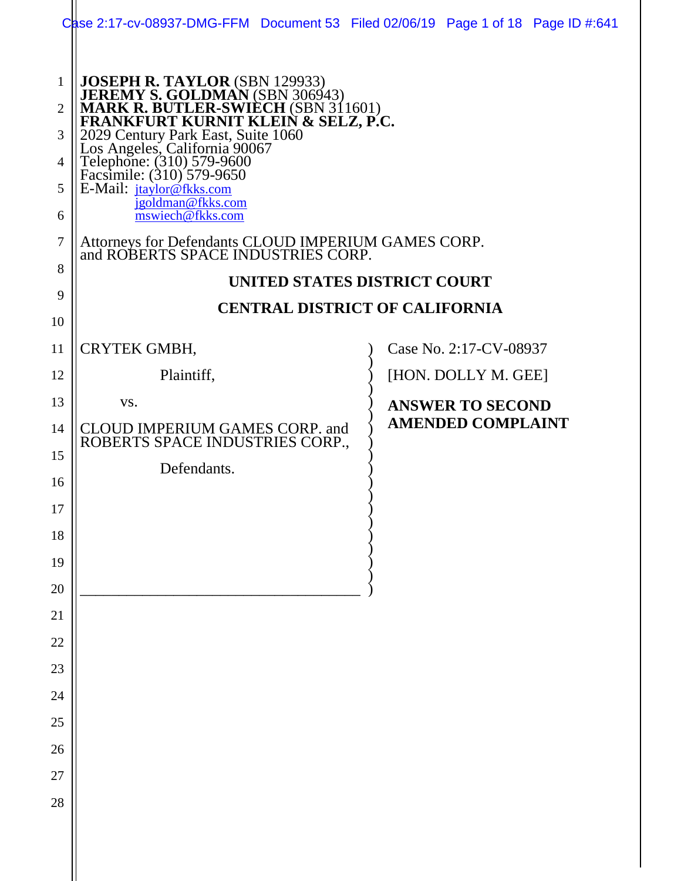**JOSEPH R. TAYLOR** (SBN 129933)
**JEREMY S. GOLDMAN** (SBN 306943)
**MARK R. BUTLER-SWIECH** (SBN 311601)
**FRANKFURT KURNIT KLEIN & SELZ, P.C.**
2029 Century Park East, Suite 1060
Los Angeles, California 90067
Telephone: (310) 579-9600
Facsimile: (310) 579-9650
E-Mail: jtaylor@fkks.com
jgoldman@fkks.com
mswiech@fkks.com

Attorneys for Defendants CLOUD IMPERIUM GAMES CORP. and ROBERTS SPACE INDUSTRIES CORP.

**UNITED STATES DISTRICT COURT**

**CENTRAL DISTRICT OF CALIFORNIA**

CRYTEK GMBH,

Plaintiff,

vs.

CLOUD IMPERIUM GAMES CORP. and ROBERTS SPACE INDUSTRIES CORP.,

Defendants.

Case No. 2:17-CV-08937

[HON. DOLLY M. GEE]

**ANSWER TO SECOND AMENDED COMPLAINT**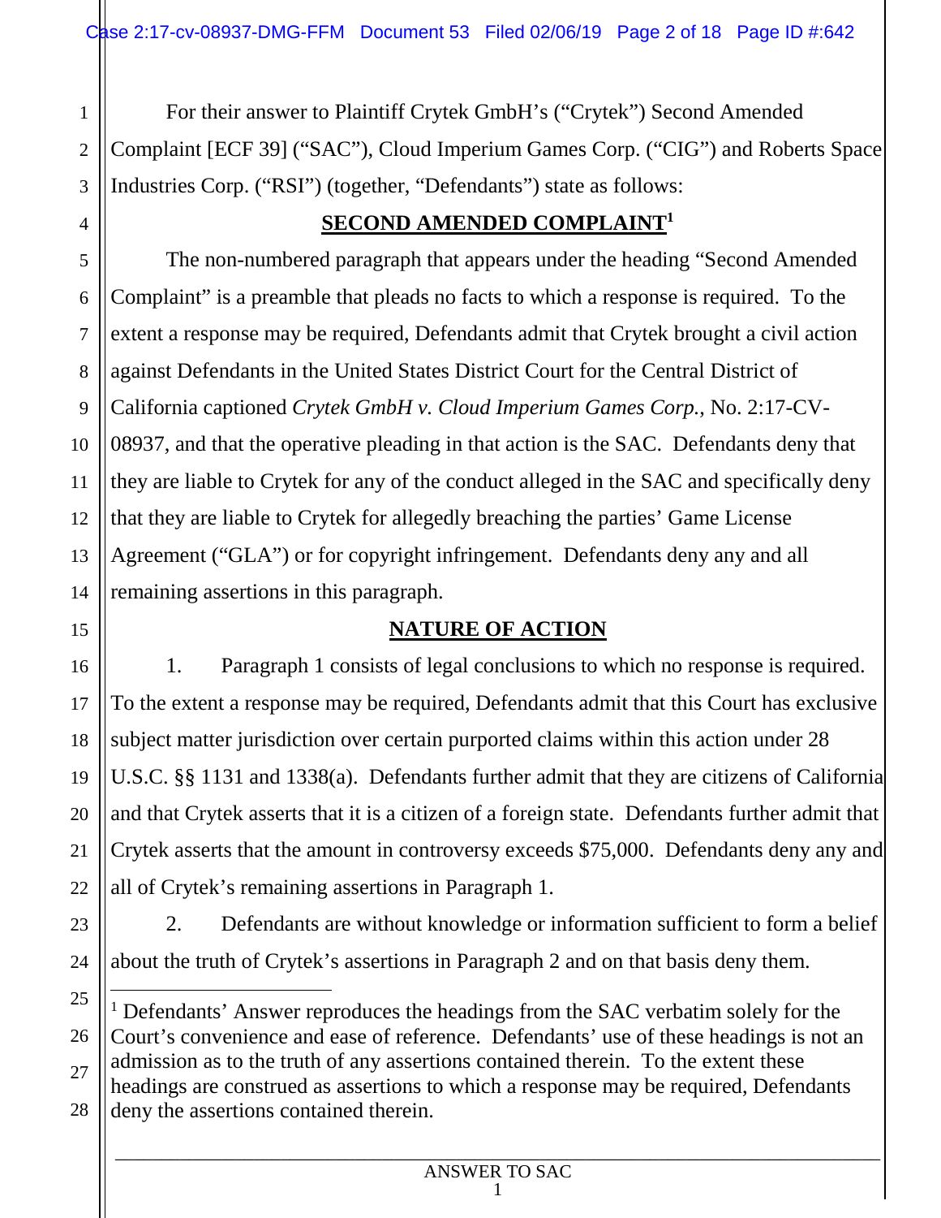For their answer to Plaintiff Crytek GmbH's ("Crytek") Second Amended Complaint [ECF 39] ("SAC"), Cloud Imperium Games Corp. ("CIG") and Roberts Space Industries Corp. ("RSI") (together, "Defendants") state as follows:

## SECOND AMENDED COMPLAINT[1]

The non-numbered paragraph that appears under the heading "Second Amended Complaint" is a preamble that pleads no facts to which a response is required. To the extent a response may be required, Defendants admit that Crytek brought a civil action against Defendants in the United States District Court for the Central District of California captioned *Crytek GmbH v. Cloud Imperium Games Corp.*, No. 2:17-CV-08937, and that the operative pleading in that action is the SAC. Defendants deny that they are liable to Crytek for any of the conduct alleged in the SAC and specifically deny that they are liable to Crytek for allegedly breaching the parties' Game License Agreement ("GLA") or for copyright infringement. Defendants deny any and all remaining assertions in this paragraph.

## NATURE OF ACTION

1. Paragraph 1 consists of legal conclusions to which no response is required. To the extent a response may be required, Defendants admit that this Court has exclusive subject matter jurisdiction over certain purported claims within this action under 28 U.S.C. §§ 1131 and 1338(a). Defendants further admit that they are citizens of California and that Crytek asserts that it is a citizen of a foreign state. Defendants further admit that Crytek asserts that the amount in controversy exceeds $75,000. Defendants deny any and all of Crytek's remaining assertions in Paragraph 1.

2. Defendants are without knowledge or information sufficient to form a belief about the truth of Crytek's assertions in Paragraph 2 and on that basis deny them.

---

[1] Defendants' Answer reproduces the headings from the SAC verbatim solely for the Court's convenience and ease of reference. Defendants' use of these headings is not an admission as to the truth of any assertions contained therein. To the extent these headings are construed as assertions to which a response may be required, Defendants deny the assertions contained therein.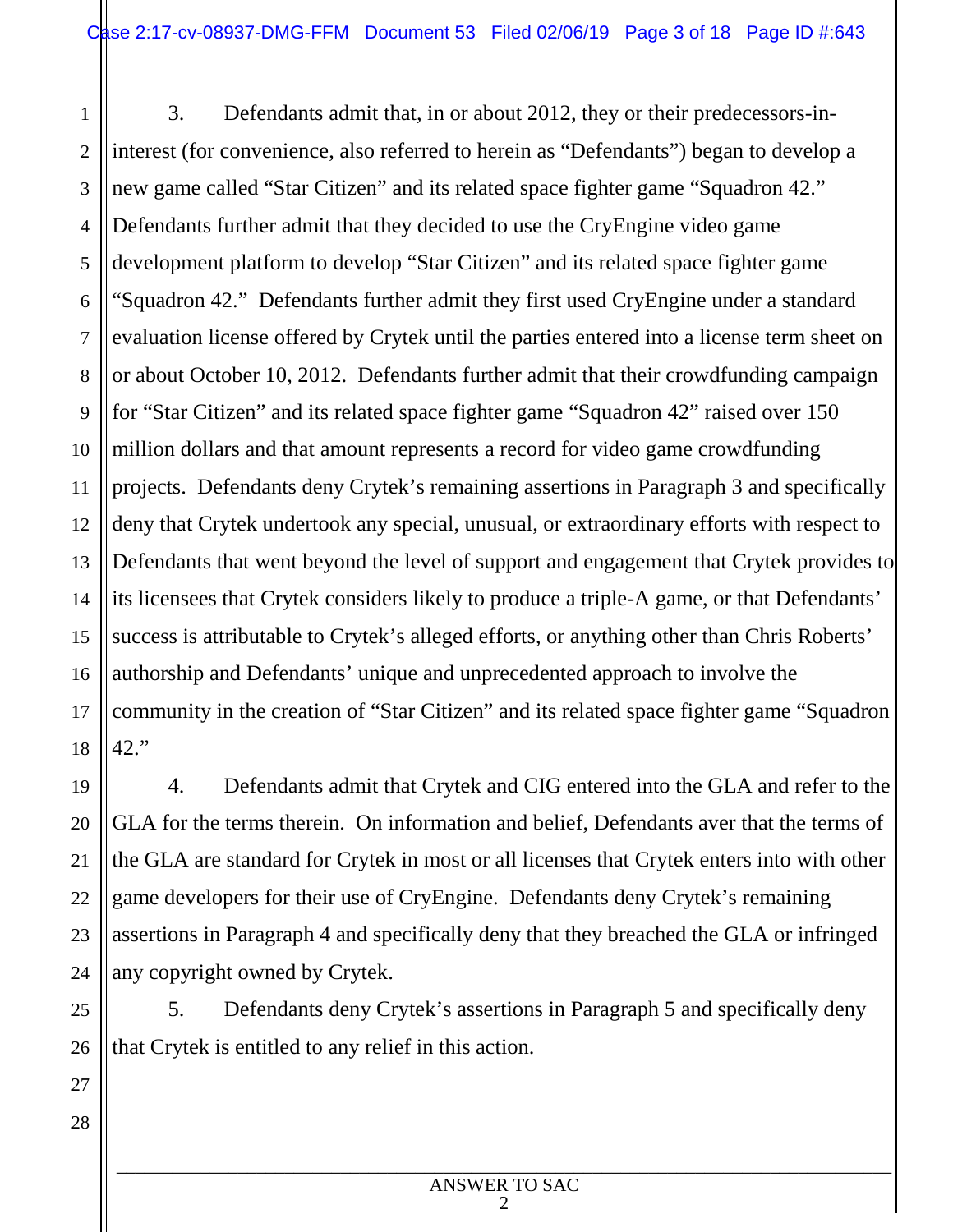3. Defendants admit that, in or about 2012, they or their predecessors-in-interest (for convenience, also referred to herein as "Defendants") began to develop a new game called "Star Citizen" and its related space fighter game "Squadron 42." Defendants further admit that they decided to use the CryEngine video game development platform to develop "Star Citizen" and its related space fighter game "Squadron 42." Defendants further admit they first used CryEngine under a standard evaluation license offered by Crytek until the parties entered into a license term sheet on or about October 10, 2012. Defendants further admit that their crowdfunding campaign for "Star Citizen" and its related space fighter game "Squadron 42" raised over 150 million dollars and that amount represents a record for video game crowdfunding projects. Defendants deny Crytek's remaining assertions in Paragraph 3 and specifically deny that Crytek undertook any special, unusual, or extraordinary efforts with respect to Defendants that went beyond the level of support and engagement that Crytek provides to its licensees that Crytek considers likely to produce a triple-A game, or that Defendants' success is attributable to Crytek's alleged efforts, or anything other than Chris Roberts' authorship and Defendants' unique and unprecedented approach to involve the community in the creation of "Star Citizen" and its related space fighter game "Squadron 42."

4. Defendants admit that Crytek and CIG entered into the GLA and refer to the GLA for the terms therein. On information and belief, Defendants aver that the terms of the GLA are standard for Crytek in most or all licenses that Crytek enters into with other game developers for their use of CryEngine. Defendants deny Crytek's remaining assertions in Paragraph 4 and specifically deny that they breached the GLA or infringed any copyright owned by Crytek.

5. Defendants deny Crytek's assertions in Paragraph 5 and specifically deny that Crytek is entitled to any relief in this action.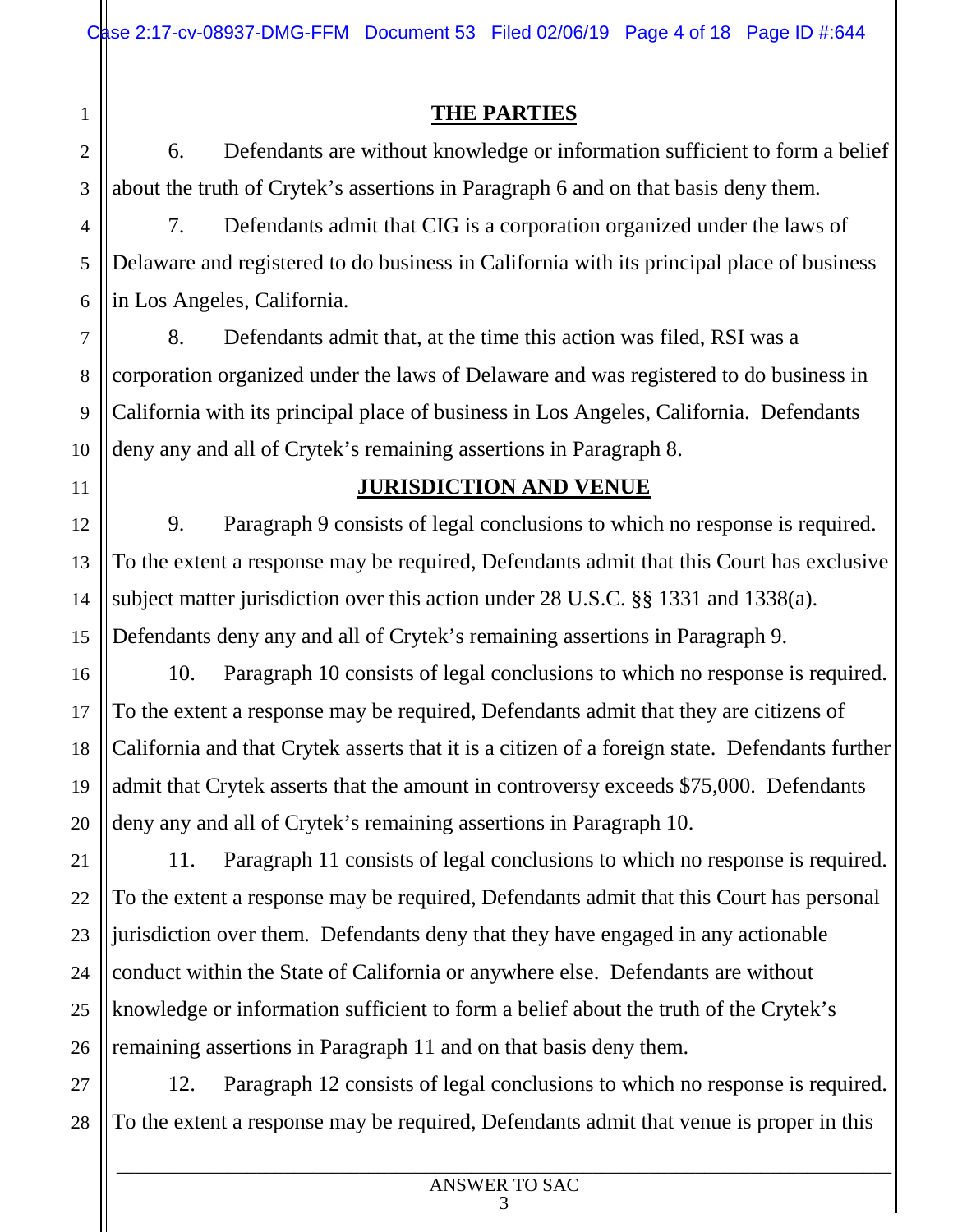## THE PARTIES

6. Defendants are without knowledge or information sufficient to form a belief about the truth of Crytek's assertions in Paragraph 6 and on that basis deny them.

7. Defendants admit that CIG is a corporation organized under the laws of Delaware and registered to do business in California with its principal place of business in Los Angeles, California.

8. Defendants admit that, at the time this action was filed, RSI was a corporation organized under the laws of Delaware and was registered to do business in California with its principal place of business in Los Angeles, California. Defendants deny any and all of Crytek's remaining assertions in Paragraph 8.

## JURISDICTION AND VENUE

9. Paragraph 9 consists of legal conclusions to which no response is required. To the extent a response may be required, Defendants admit that this Court has exclusive subject matter jurisdiction over this action under 28 U.S.C. §§ 1331 and 1338(a). Defendants deny any and all of Crytek's remaining assertions in Paragraph 9.

10. Paragraph 10 consists of legal conclusions to which no response is required. To the extent a response may be required, Defendants admit that they are citizens of California and that Crytek asserts that it is a citizen of a foreign state. Defendants further admit that Crytek asserts that the amount in controversy exceeds $75,000. Defendants deny any and all of Crytek's remaining assertions in Paragraph 10.

11. Paragraph 11 consists of legal conclusions to which no response is required. To the extent a response may be required, Defendants admit that this Court has personal jurisdiction over them. Defendants deny that they have engaged in any actionable conduct within the State of California or anywhere else. Defendants are without knowledge or information sufficient to form a belief about the truth of the Crytek's remaining assertions in Paragraph 11 and on that basis deny them.

12. Paragraph 12 consists of legal conclusions to which no response is required. To the extent a response may be required, Defendants admit that venue is proper in this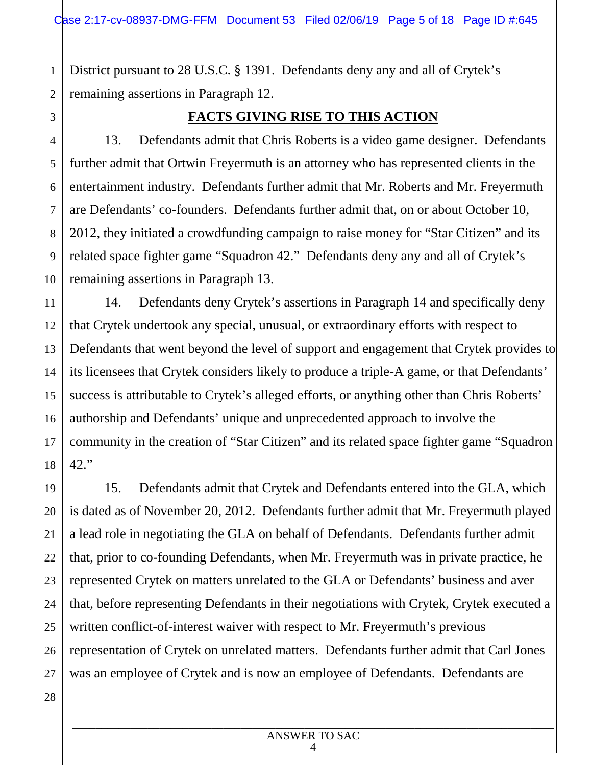District pursuant to 28 U.S.C. § 1391. Defendants deny any and all of Crytek's remaining assertions in Paragraph 12.

## FACTS GIVING RISE TO THIS ACTION

13. Defendants admit that Chris Roberts is a video game designer. Defendants further admit that Ortwin Freyermuth is an attorney who has represented clients in the entertainment industry. Defendants further admit that Mr. Roberts and Mr. Freyermuth are Defendants' co-founders. Defendants further admit that, on or about October 10, 2012, they initiated a crowdfunding campaign to raise money for "Star Citizen" and its related space fighter game "Squadron 42." Defendants deny any and all of Crytek's remaining assertions in Paragraph 13.

14. Defendants deny Crytek's assertions in Paragraph 14 and specifically deny that Crytek undertook any special, unusual, or extraordinary efforts with respect to Defendants that went beyond the level of support and engagement that Crytek provides to its licensees that Crytek considers likely to produce a triple-A game, or that Defendants' success is attributable to Crytek's alleged efforts, or anything other than Chris Roberts' authorship and Defendants' unique and unprecedented approach to involve the community in the creation of "Star Citizen" and its related space fighter game "Squadron 42."

15. Defendants admit that Crytek and Defendants entered into the GLA, which is dated as of November 20, 2012. Defendants further admit that Mr. Freyermuth played a lead role in negotiating the GLA on behalf of Defendants. Defendants further admit that, prior to co-founding Defendants, when Mr. Freyermuth was in private practice, he represented Crytek on matters unrelated to the GLA or Defendants' business and aver that, before representing Defendants in their negotiations with Crytek, Crytek executed a written conflict-of-interest waiver with respect to Mr. Freyermuth's previous representation of Crytek on unrelated matters. Defendants further admit that Carl Jones was an employee of Crytek and is now an employee of Defendants. Defendants are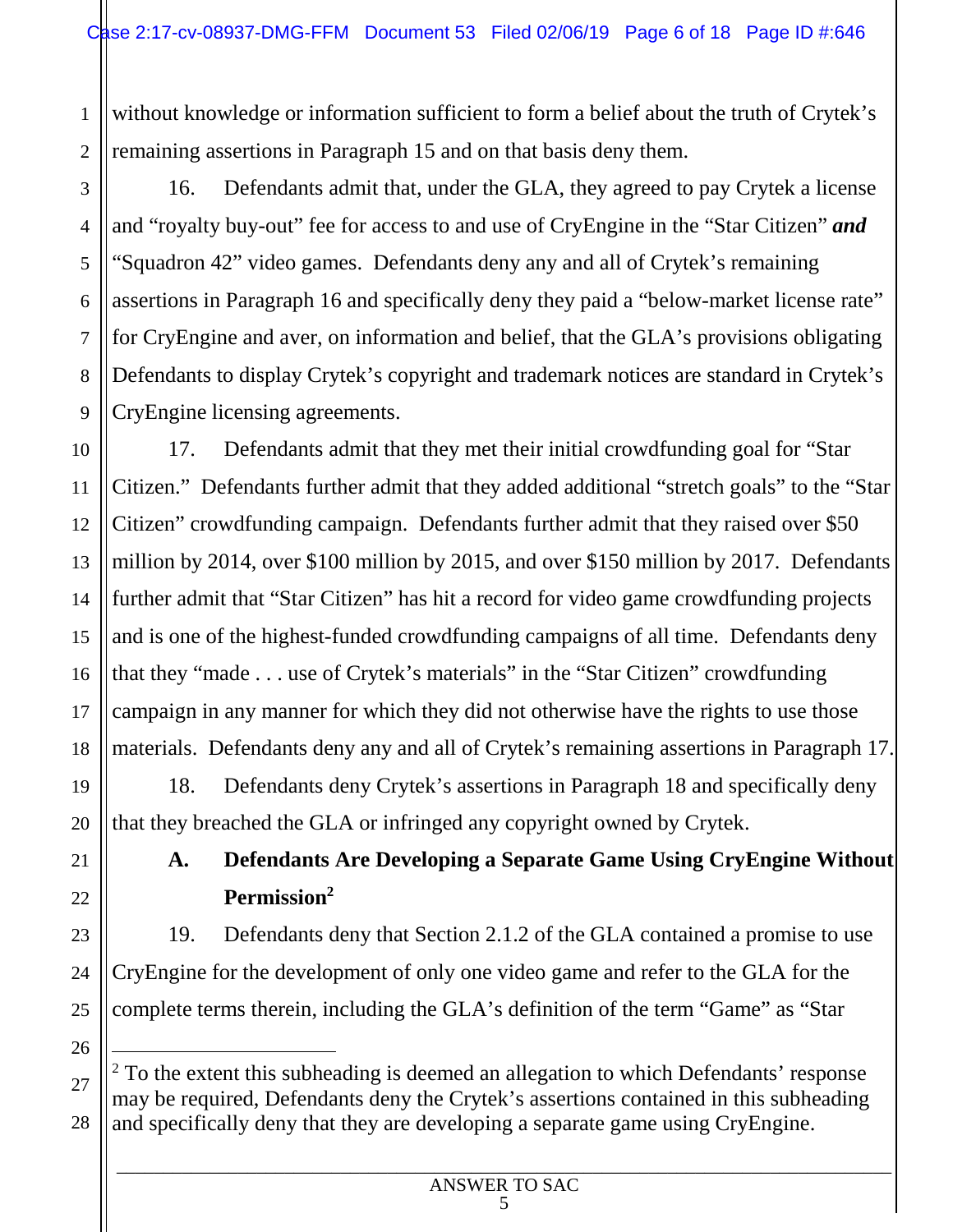without knowledge or information sufficient to form a belief about the truth of Crytek's remaining assertions in Paragraph 15 and on that basis deny them.

16. Defendants admit that, under the GLA, they agreed to pay Crytek a license and "royalty buy-out" fee for access to and use of CryEngine in the "Star Citizen" ***and*** "Squadron 42" video games. Defendants deny any and all of Crytek's remaining assertions in Paragraph 16 and specifically deny they paid a "below-market license rate" for CryEngine and aver, on information and belief, that the GLA's provisions obligating Defendants to display Crytek's copyright and trademark notices are standard in Crytek's CryEngine licensing agreements.

17. Defendants admit that they met their initial crowdfunding goal for "Star Citizen." Defendants further admit that they added additional "stretch goals" to the "Star Citizen" crowdfunding campaign. Defendants further admit that they raised over $50 million by 2014, over $100 million by 2015, and over $150 million by 2017. Defendants further admit that "Star Citizen" has hit a record for video game crowdfunding projects and is one of the highest-funded crowdfunding campaigns of all time. Defendants deny that they "made . . . use of Crytek's materials" in the "Star Citizen" crowdfunding campaign in any manner for which they did not otherwise have the rights to use those materials. Defendants deny any and all of Crytek's remaining assertions in Paragraph 17.

18. Defendants deny Crytek's assertions in Paragraph 18 and specifically deny that they breached the GLA or infringed any copyright owned by Crytek.

**A. Defendants Are Developing a Separate Game Using CryEngine Without Permission**[2]

19. Defendants deny that Section 2.1.2 of the GLA contained a promise to use CryEngine for the development of only one video game and refer to the GLA for the complete terms therein, including the GLA's definition of the term "Game" as "Star

---

[2] To the extent this subheading is deemed an allegation to which Defendants' response may be required, Defendants deny the Crytek's assertions contained in this subheading and specifically deny that they are developing a separate game using CryEngine.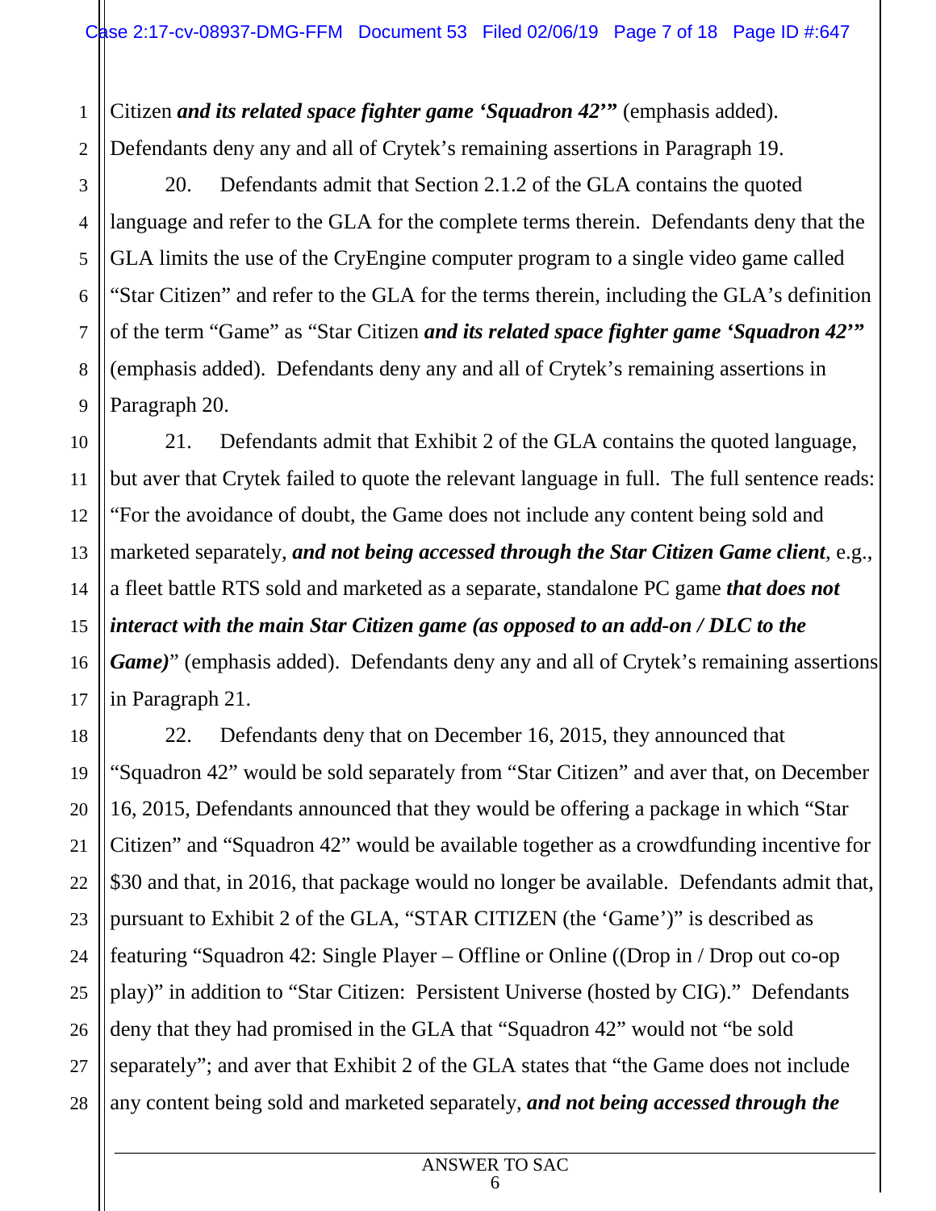Citizen ***and its related space fighter game 'Squadron 42'"*** (emphasis added). Defendants deny any and all of Crytek's remaining assertions in Paragraph 19.

20. Defendants admit that Section 2.1.2 of the GLA contains the quoted language and refer to the GLA for the complete terms therein. Defendants deny that the GLA limits the use of the CryEngine computer program to a single video game called "Star Citizen" and refer to the GLA for the terms therein, including the GLA's definition of the term "Game" as "Star Citizen ***and its related space fighter game 'Squadron 42'"*** (emphasis added). Defendants deny any and all of Crytek's remaining assertions in Paragraph 20.

21. Defendants admit that Exhibit 2 of the GLA contains the quoted language, but aver that Crytek failed to quote the relevant language in full. The full sentence reads: "For the avoidance of doubt, the Game does not include any content being sold and marketed separately, ***and not being accessed through the Star Citizen Game client***, e.g., a fleet battle RTS sold and marketed as a separate, standalone PC game ***that does not interact with the main Star Citizen game (as opposed to an add-on / DLC to the Game)***" (emphasis added). Defendants deny any and all of Crytek's remaining assertions in Paragraph 21.

22. Defendants deny that on December 16, 2015, they announced that "Squadron 42" would be sold separately from "Star Citizen" and aver that, on December 16, 2015, Defendants announced that they would be offering a package in which "Star Citizen" and "Squadron 42" would be available together as a crowdfunding incentive for $30 and that, in 2016, that package would no longer be available. Defendants admit that, pursuant to Exhibit 2 of the GLA, "STAR CITIZEN (the 'Game')" is described as featuring "Squadron 42: Single Player – Offline or Online ((Drop in / Drop out co-op play)" in addition to "Star Citizen: Persistent Universe (hosted by CIG)." Defendants deny that they had promised in the GLA that "Squadron 42" would not "be sold separately"; and aver that Exhibit 2 of the GLA states that "the Game does not include any content being sold and marketed separately, ***and not being accessed through the***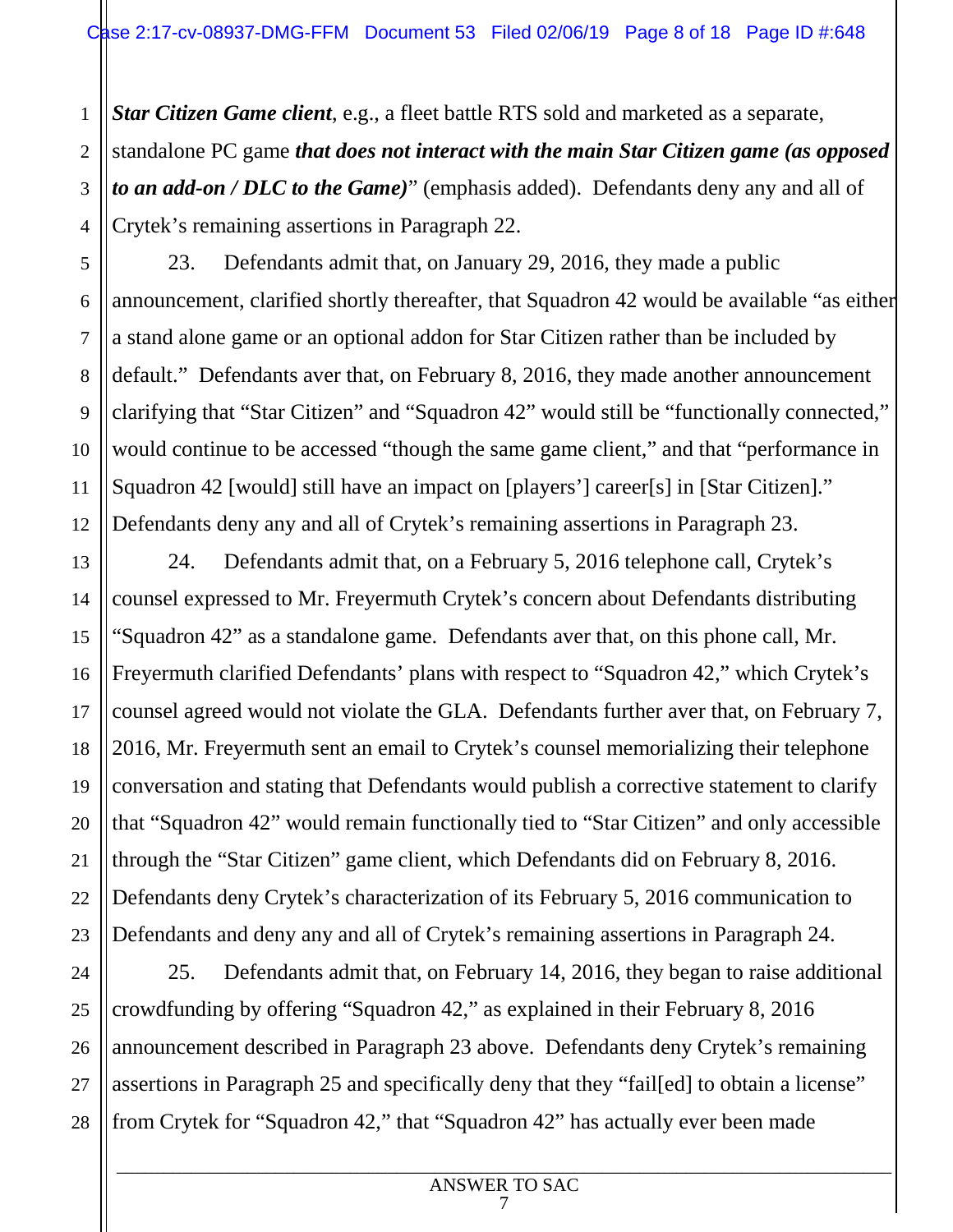***Star Citizen Game client***, e.g., a fleet battle RTS sold and marketed as a separate, standalone PC game ***that does not interact with the main Star Citizen game (as opposed to an add-on / DLC to the Game)***" (emphasis added). Defendants deny any and all of Crytek's remaining assertions in Paragraph 22.

23. Defendants admit that, on January 29, 2016, they made a public announcement, clarified shortly thereafter, that Squadron 42 would be available "as either a stand alone game or an optional addon for Star Citizen rather than be included by default." Defendants aver that, on February 8, 2016, they made another announcement clarifying that "Star Citizen" and "Squadron 42" would still be "functionally connected," would continue to be accessed "though the same game client," and that "performance in Squadron 42 [would] still have an impact on [players'] career[s] in [Star Citizen]." Defendants deny any and all of Crytek's remaining assertions in Paragraph 23.

24. Defendants admit that, on a February 5, 2016 telephone call, Crytek's counsel expressed to Mr. Freyermuth Crytek's concern about Defendants distributing "Squadron 42" as a standalone game. Defendants aver that, on this phone call, Mr. Freyermuth clarified Defendants' plans with respect to "Squadron 42," which Crytek's counsel agreed would not violate the GLA. Defendants further aver that, on February 7, 2016, Mr. Freyermuth sent an email to Crytek's counsel memorializing their telephone conversation and stating that Defendants would publish a corrective statement to clarify that "Squadron 42" would remain functionally tied to "Star Citizen" and only accessible through the "Star Citizen" game client, which Defendants did on February 8, 2016. Defendants deny Crytek's characterization of its February 5, 2016 communication to Defendants and deny any and all of Crytek's remaining assertions in Paragraph 24.

25. Defendants admit that, on February 14, 2016, they began to raise additional crowdfunding by offering "Squadron 42," as explained in their February 8, 2016 announcement described in Paragraph 23 above. Defendants deny Crytek's remaining assertions in Paragraph 25 and specifically deny that they "fail[ed] to obtain a license" from Crytek for "Squadron 42," that "Squadron 42" has actually ever been made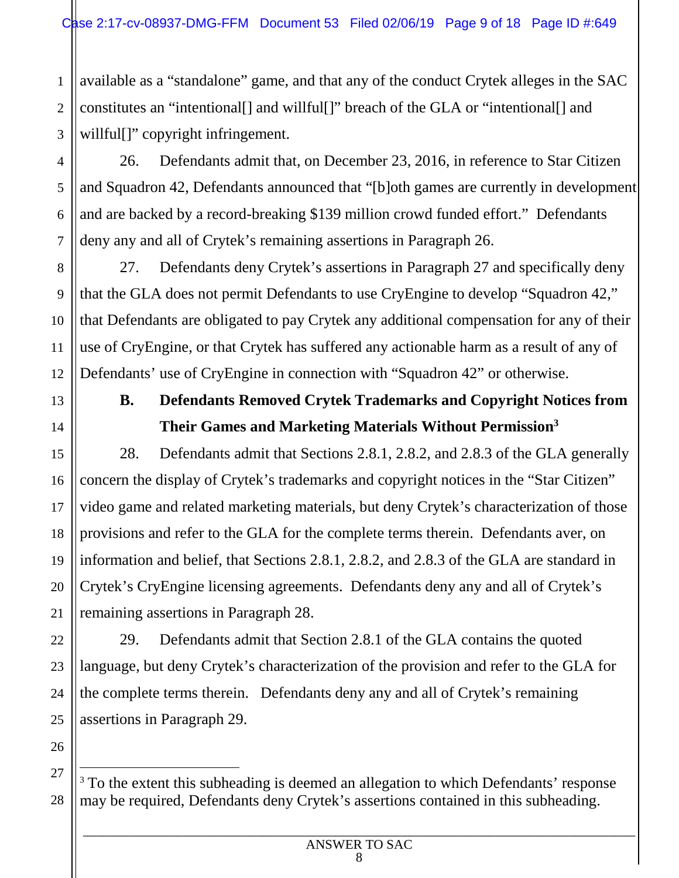available as a "standalone" game, and that any of the conduct Crytek alleges in the SAC constitutes an "intentional[] and willful[]" breach of the GLA or "intentional[] and willful[]" copyright infringement.

26. Defendants admit that, on December 23, 2016, in reference to Star Citizen and Squadron 42, Defendants announced that "[b]oth games are currently in development and are backed by a record-breaking $139 million crowd funded effort." Defendants deny any and all of Crytek's remaining assertions in Paragraph 26.

27. Defendants deny Crytek's assertions in Paragraph 27 and specifically deny that the GLA does not permit Defendants to use CryEngine to develop "Squadron 42," that Defendants are obligated to pay Crytek any additional compensation for any of their use of CryEngine, or that Crytek has suffered any actionable harm as a result of any of Defendants' use of CryEngine in connection with "Squadron 42" or otherwise.

### B. Defendants Removed Crytek Trademarks and Copyright Notices from Their Games and Marketing Materials Without Permission[3]

28. Defendants admit that Sections 2.8.1, 2.8.2, and 2.8.3 of the GLA generally concern the display of Crytek's trademarks and copyright notices in the "Star Citizen" video game and related marketing materials, but deny Crytek's characterization of those provisions and refer to the GLA for the complete terms therein. Defendants aver, on information and belief, that Sections 2.8.1, 2.8.2, and 2.8.3 of the GLA are standard in Crytek's CryEngine licensing agreements. Defendants deny any and all of Crytek's remaining assertions in Paragraph 28.

29. Defendants admit that Section 2.8.1 of the GLA contains the quoted language, but deny Crytek's characterization of the provision and refer to the GLA for the complete terms therein. Defendants deny any and all of Crytek's remaining assertions in Paragraph 29.

---

[3] To the extent this subheading is deemed an allegation to which Defendants' response may be required, Defendants deny Crytek's assertions contained in this subheading.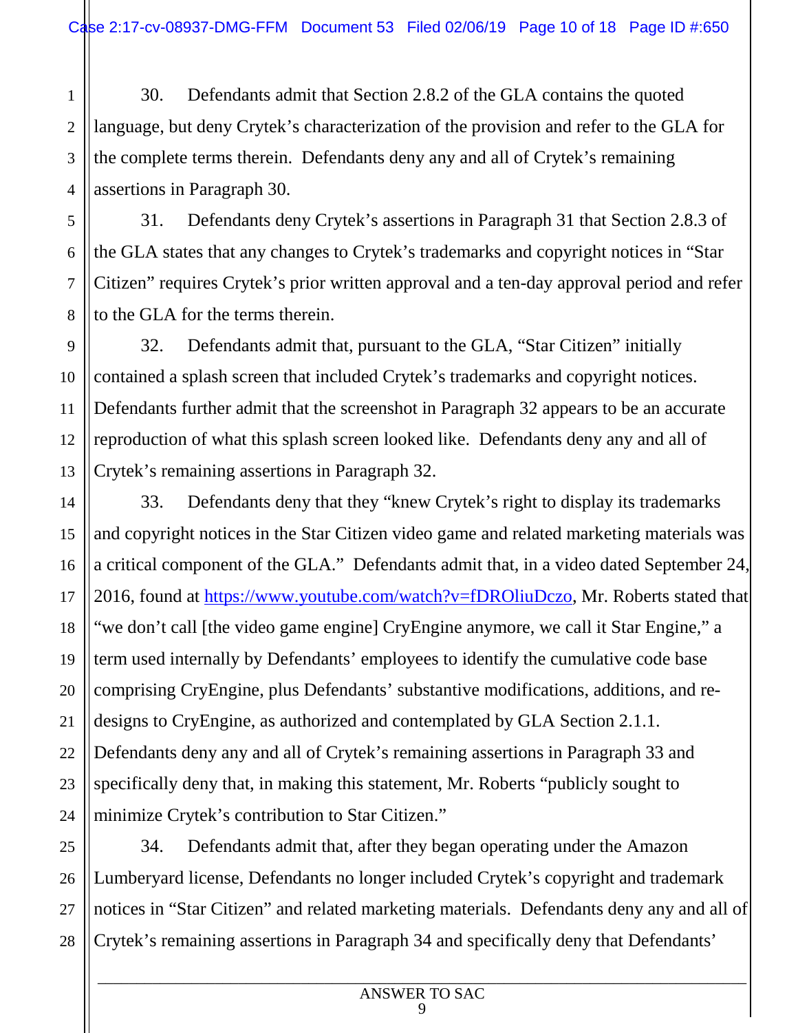30. Defendants admit that Section 2.8.2 of the GLA contains the quoted language, but deny Crytek's characterization of the provision and refer to the GLA for the complete terms therein. Defendants deny any and all of Crytek's remaining assertions in Paragraph 30.

31. Defendants deny Crytek's assertions in Paragraph 31 that Section 2.8.3 of the GLA states that any changes to Crytek's trademarks and copyright notices in "Star Citizen" requires Crytek's prior written approval and a ten-day approval period and refer to the GLA for the terms therein.

32. Defendants admit that, pursuant to the GLA, "Star Citizen" initially contained a splash screen that included Crytek's trademarks and copyright notices. Defendants further admit that the screenshot in Paragraph 32 appears to be an accurate reproduction of what this splash screen looked like. Defendants deny any and all of Crytek's remaining assertions in Paragraph 32.

33. Defendants deny that they "knew Crytek's right to display its trademarks and copyright notices in the Star Citizen video game and related marketing materials was a critical component of the GLA." Defendants admit that, in a video dated September 24, 2016, found at https://www.youtube.com/watch?v=fDROliuDczo, Mr. Roberts stated that "we don't call [the video game engine] CryEngine anymore, we call it Star Engine," a term used internally by Defendants' employees to identify the cumulative code base comprising CryEngine, plus Defendants' substantive modifications, additions, and re-designs to CryEngine, as authorized and contemplated by GLA Section 2.1.1. Defendants deny any and all of Crytek's remaining assertions in Paragraph 33 and specifically deny that, in making this statement, Mr. Roberts "publicly sought to minimize Crytek's contribution to Star Citizen."

34. Defendants admit that, after they began operating under the Amazon Lumberyard license, Defendants no longer included Crytek's copyright and trademark notices in "Star Citizen" and related marketing materials. Defendants deny any and all of Crytek's remaining assertions in Paragraph 34 and specifically deny that Defendants'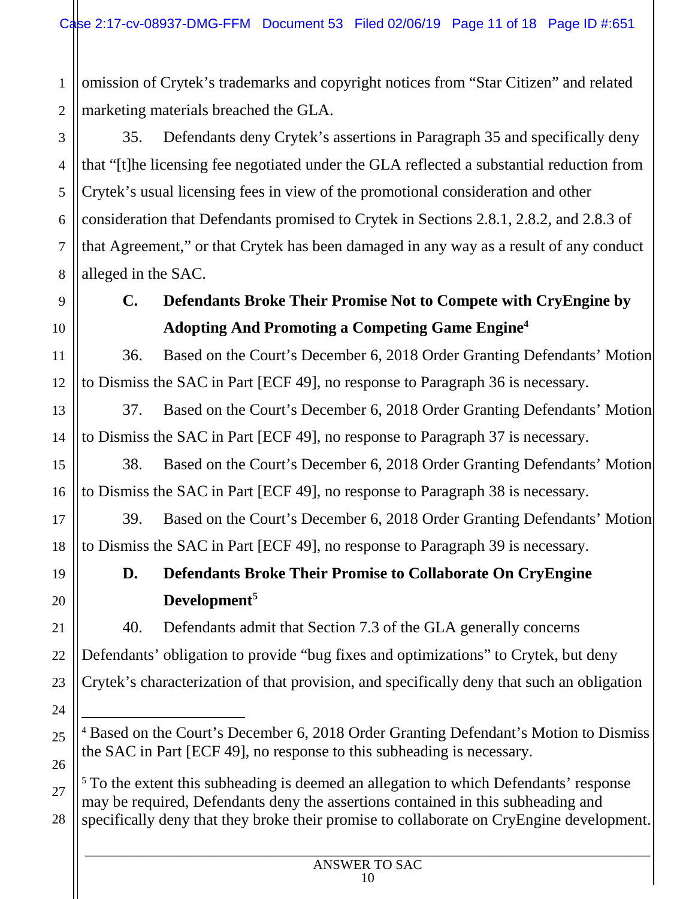omission of Crytek's trademarks and copyright notices from "Star Citizen" and related marketing materials breached the GLA.

35. Defendants deny Crytek's assertions in Paragraph 35 and specifically deny that "[t]he licensing fee negotiated under the GLA reflected a substantial reduction from Crytek's usual licensing fees in view of the promotional consideration and other consideration that Defendants promised to Crytek in Sections 2.8.1, 2.8.2, and 2.8.3 of that Agreement," or that Crytek has been damaged in any way as a result of any conduct alleged in the SAC.

### C. Defendants Broke Their Promise Not to Compete with CryEngine by Adopting And Promoting a Competing Game Engine[4]

36. Based on the Court's December 6, 2018 Order Granting Defendants' Motion to Dismiss the SAC in Part [ECF 49], no response to Paragraph 36 is necessary.

37. Based on the Court's December 6, 2018 Order Granting Defendants' Motion to Dismiss the SAC in Part [ECF 49], no response to Paragraph 37 is necessary.

38. Based on the Court's December 6, 2018 Order Granting Defendants' Motion to Dismiss the SAC in Part [ECF 49], no response to Paragraph 38 is necessary.

39. Based on the Court's December 6, 2018 Order Granting Defendants' Motion to Dismiss the SAC in Part [ECF 49], no response to Paragraph 39 is necessary.

### D. Defendants Broke Their Promise to Collaborate On CryEngine Development[5]

40. Defendants admit that Section 7.3 of the GLA generally concerns Defendants' obligation to provide "bug fixes and optimizations" to Crytek, but deny Crytek's characterization of that provision, and specifically deny that such an obligation

---

[4] Based on the Court's December 6, 2018 Order Granting Defendant's Motion to Dismiss the SAC in Part [ECF 49], no response to this subheading is necessary.

[5] To the extent this subheading is deemed an allegation to which Defendants' response may be required, Defendants deny the assertions contained in this subheading and specifically deny that they broke their promise to collaborate on CryEngine development.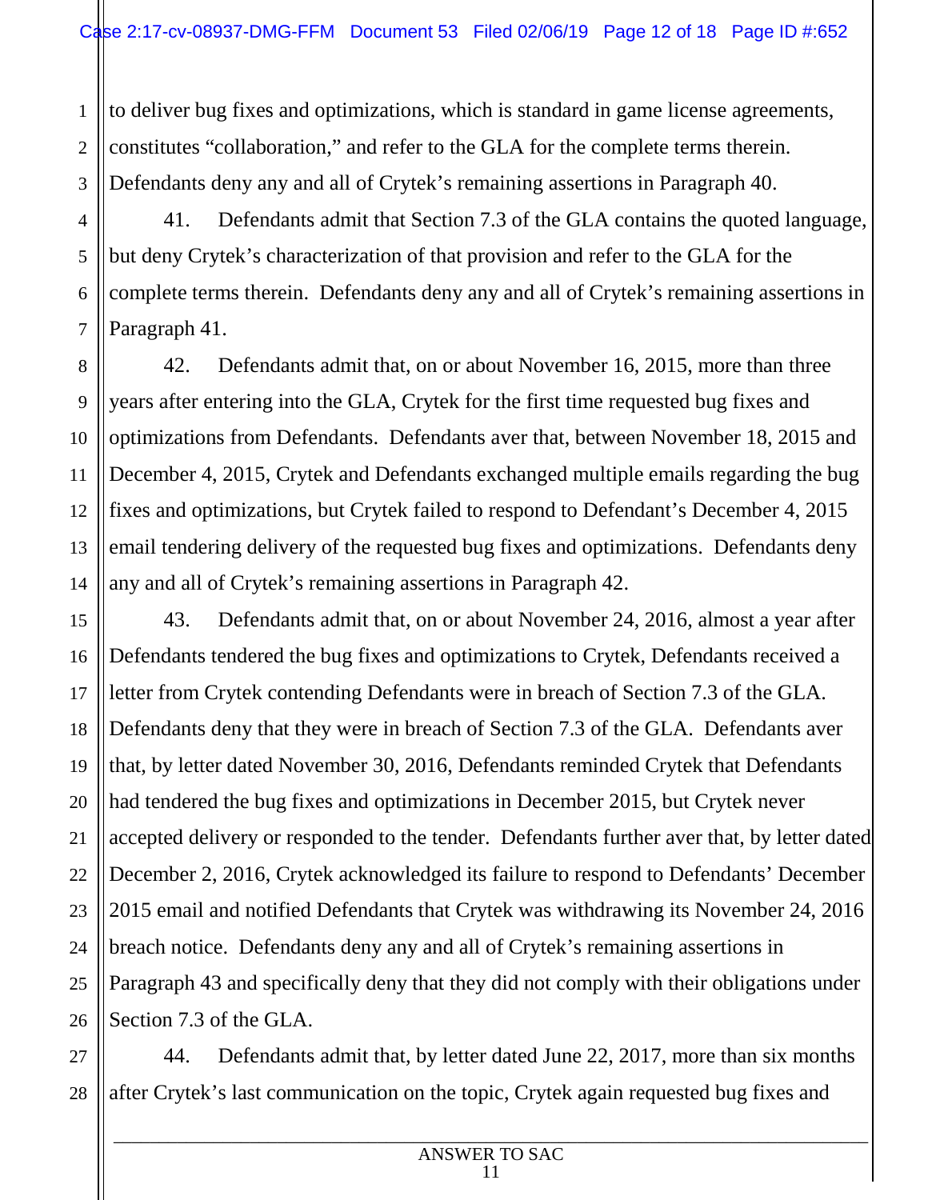to deliver bug fixes and optimizations, which is standard in game license agreements, constitutes "collaboration," and refer to the GLA for the complete terms therein. Defendants deny any and all of Crytek's remaining assertions in Paragraph 40.

41. Defendants admit that Section 7.3 of the GLA contains the quoted language, but deny Crytek's characterization of that provision and refer to the GLA for the complete terms therein. Defendants deny any and all of Crytek's remaining assertions in Paragraph 41.

42. Defendants admit that, on or about November 16, 2015, more than three years after entering into the GLA, Crytek for the first time requested bug fixes and optimizations from Defendants. Defendants aver that, between November 18, 2015 and December 4, 2015, Crytek and Defendants exchanged multiple emails regarding the bug fixes and optimizations, but Crytek failed to respond to Defendant's December 4, 2015 email tendering delivery of the requested bug fixes and optimizations. Defendants deny any and all of Crytek's remaining assertions in Paragraph 42.

43. Defendants admit that, on or about November 24, 2016, almost a year after Defendants tendered the bug fixes and optimizations to Crytek, Defendants received a letter from Crytek contending Defendants were in breach of Section 7.3 of the GLA. Defendants deny that they were in breach of Section 7.3 of the GLA. Defendants aver that, by letter dated November 30, 2016, Defendants reminded Crytek that Defendants had tendered the bug fixes and optimizations in December 2015, but Crytek never accepted delivery or responded to the tender. Defendants further aver that, by letter dated December 2, 2016, Crytek acknowledged its failure to respond to Defendants' December 2015 email and notified Defendants that Crytek was withdrawing its November 24, 2016 breach notice. Defendants deny any and all of Crytek's remaining assertions in Paragraph 43 and specifically deny that they did not comply with their obligations under Section 7.3 of the GLA.

44. Defendants admit that, by letter dated June 22, 2017, more than six months after Crytek's last communication on the topic, Crytek again requested bug fixes and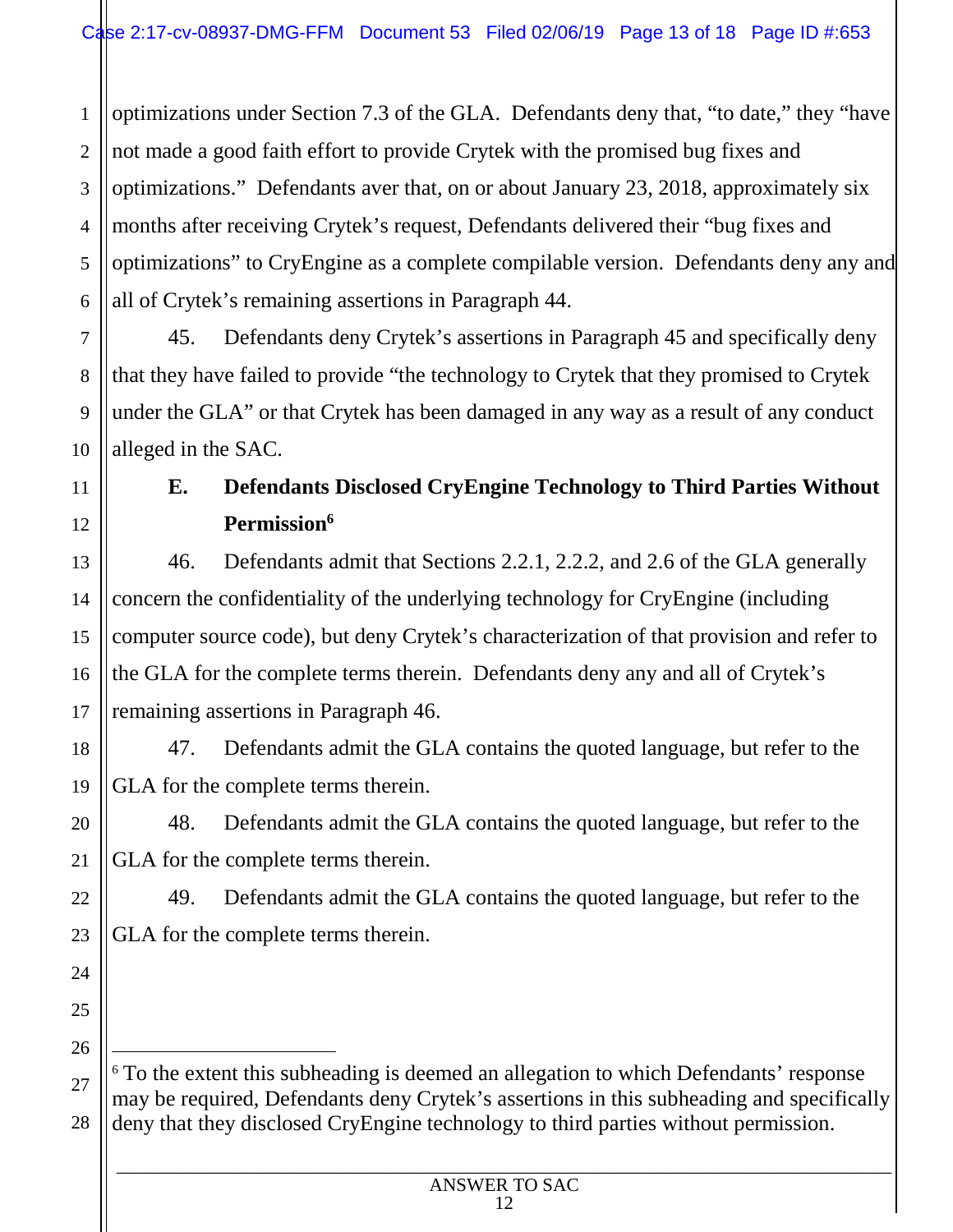optimizations under Section 7.3 of the GLA. Defendants deny that, "to date," they "have not made a good faith effort to provide Crytek with the promised bug fixes and optimizations." Defendants aver that, on or about January 23, 2018, approximately six months after receiving Crytek's request, Defendants delivered their "bug fixes and optimizations" to CryEngine as a complete compilable version. Defendants deny any and all of Crytek's remaining assertions in Paragraph 44.

45. Defendants deny Crytek's assertions in Paragraph 45 and specifically deny that they have failed to provide "the technology to Crytek that they promised to Crytek under the GLA" or that Crytek has been damaged in any way as a result of any conduct alleged in the SAC.

### E. Defendants Disclosed CryEngine Technology to Third Parties Without Permission[6]

46. Defendants admit that Sections 2.2.1, 2.2.2, and 2.6 of the GLA generally concern the confidentiality of the underlying technology for CryEngine (including computer source code), but deny Crytek's characterization of that provision and refer to the GLA for the complete terms therein. Defendants deny any and all of Crytek's remaining assertions in Paragraph 46.

47. Defendants admit the GLA contains the quoted language, but refer to the GLA for the complete terms therein.

48. Defendants admit the GLA contains the quoted language, but refer to the GLA for the complete terms therein.

49. Defendants admit the GLA contains the quoted language, but refer to the GLA for the complete terms therein.

---

[6] To the extent this subheading is deemed an allegation to which Defendants' response may be required, Defendants deny Crytek's assertions in this subheading and specifically deny that they disclosed CryEngine technology to third parties without permission.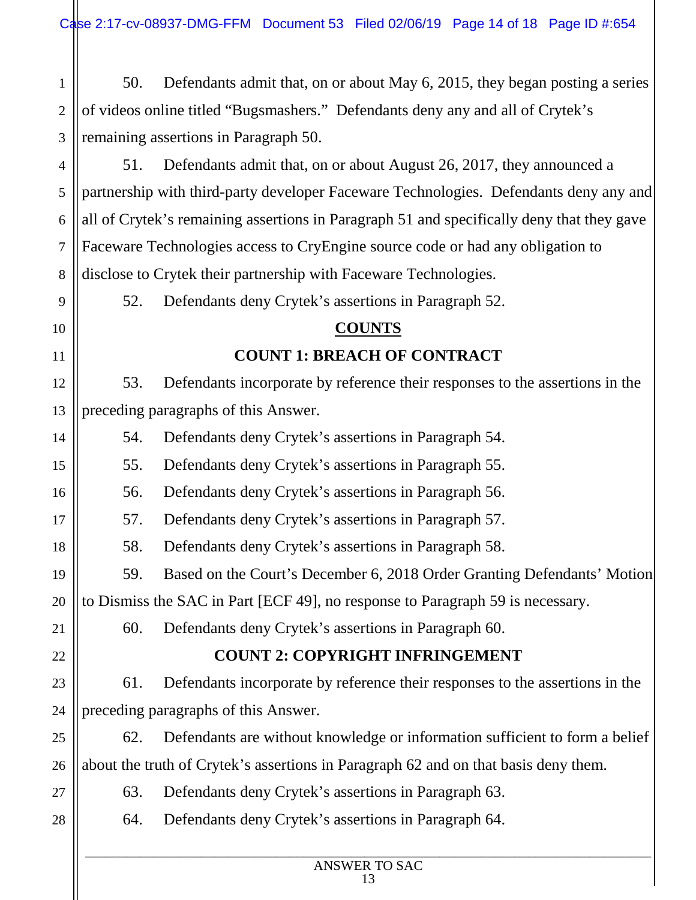50. Defendants admit that, on or about May 6, 2015, they began posting a series of videos online titled "Bugsmashers." Defendants deny any and all of Crytek's remaining assertions in Paragraph 50.

51. Defendants admit that, on or about August 26, 2017, they announced a partnership with third-party developer Faceware Technologies. Defendants deny any and all of Crytek's remaining assertions in Paragraph 51 and specifically deny that they gave Faceware Technologies access to CryEngine source code or had any obligation to disclose to Crytek their partnership with Faceware Technologies.

52. Defendants deny Crytek's assertions in Paragraph 52.

## COUNTS

### COUNT 1: BREACH OF CONTRACT

53. Defendants incorporate by reference their responses to the assertions in the preceding paragraphs of this Answer.

54. Defendants deny Crytek's assertions in Paragraph 54.

55. Defendants deny Crytek's assertions in Paragraph 55.

56. Defendants deny Crytek's assertions in Paragraph 56.

57. Defendants deny Crytek's assertions in Paragraph 57.

58. Defendants deny Crytek's assertions in Paragraph 58.

59. Based on the Court's December 6, 2018 Order Granting Defendants' Motion to Dismiss the SAC in Part [ECF 49], no response to Paragraph 59 is necessary.

60. Defendants deny Crytek's assertions in Paragraph 60.

### COUNT 2: COPYRIGHT INFRINGEMENT

61. Defendants incorporate by reference their responses to the assertions in the preceding paragraphs of this Answer.

62. Defendants are without knowledge or information sufficient to form a belief about the truth of Crytek's assertions in Paragraph 62 and on that basis deny them.

63. Defendants deny Crytek's assertions in Paragraph 63.

64. Defendants deny Crytek's assertions in Paragraph 64.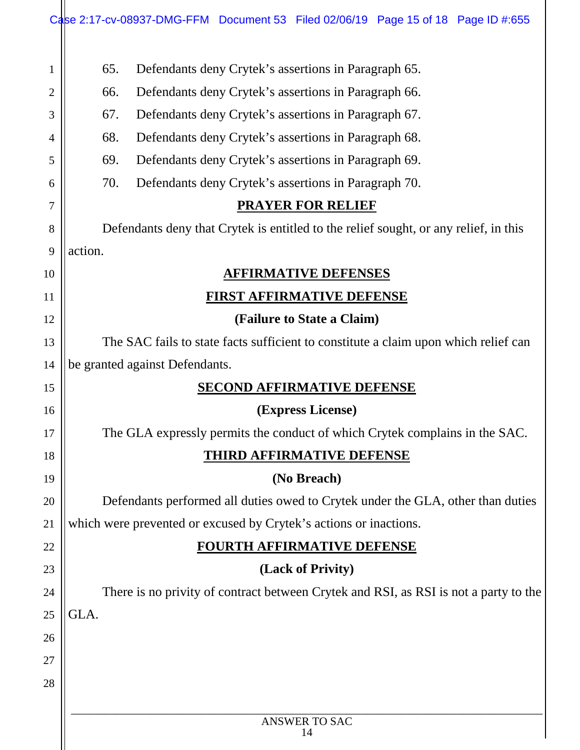65. Defendants deny Crytek's assertions in Paragraph 65.

66. Defendants deny Crytek's assertions in Paragraph 66.

67. Defendants deny Crytek's assertions in Paragraph 67.

68. Defendants deny Crytek's assertions in Paragraph 68.

69. Defendants deny Crytek's assertions in Paragraph 69.

70. Defendants deny Crytek's assertions in Paragraph 70.

## PRAYER FOR RELIEF

Defendants deny that Crytek is entitled to the relief sought, or any relief, in this action.

## AFFIRMATIVE DEFENSES

### FIRST AFFIRMATIVE DEFENSE

**(Failure to State a Claim)**

The SAC fails to state facts sufficient to constitute a claim upon which relief can be granted against Defendants.

### SECOND AFFIRMATIVE DEFENSE

**(Express License)**

The GLA expressly permits the conduct of which Crytek complains in the SAC.

### THIRD AFFIRMATIVE DEFENSE

**(No Breach)**

Defendants performed all duties owed to Crytek under the GLA, other than duties which were prevented or excused by Crytek's actions or inactions.

### FOURTH AFFIRMATIVE DEFENSE

**(Lack of Privity)**

There is no privity of contract between Crytek and RSI, as RSI is not a party to the GLA.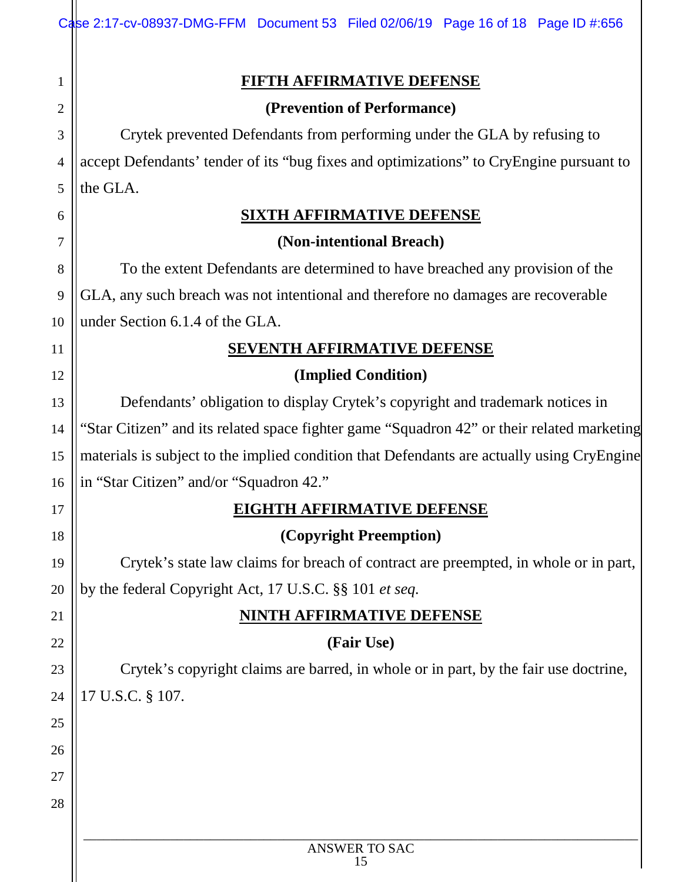## FIFTH AFFIRMATIVE DEFENSE

**(Prevention of Performance)**

Crytek prevented Defendants from performing under the GLA by refusing to accept Defendants' tender of its "bug fixes and optimizations" to CryEngine pursuant to the GLA.

## SIXTH AFFIRMATIVE DEFENSE

**(Non-intentional Breach)**

To the extent Defendants are determined to have breached any provision of the GLA, any such breach was not intentional and therefore no damages are recoverable under Section 6.1.4 of the GLA.

## SEVENTH AFFIRMATIVE DEFENSE

**(Implied Condition)**

Defendants' obligation to display Crytek's copyright and trademark notices in "Star Citizen" and its related space fighter game "Squadron 42" or their related marketing materials is subject to the implied condition that Defendants are actually using CryEngine in "Star Citizen" and/or "Squadron 42."

## EIGHTH AFFIRMATIVE DEFENSE

**(Copyright Preemption)**

Crytek's state law claims for breach of contract are preempted, in whole or in part, by the federal Copyright Act, 17 U.S.C. §§ 101 *et seq.*

## NINTH AFFIRMATIVE DEFENSE

**(Fair Use)**

Crytek's copyright claims are barred, in whole or in part, by the fair use doctrine, 17 U.S.C. § 107.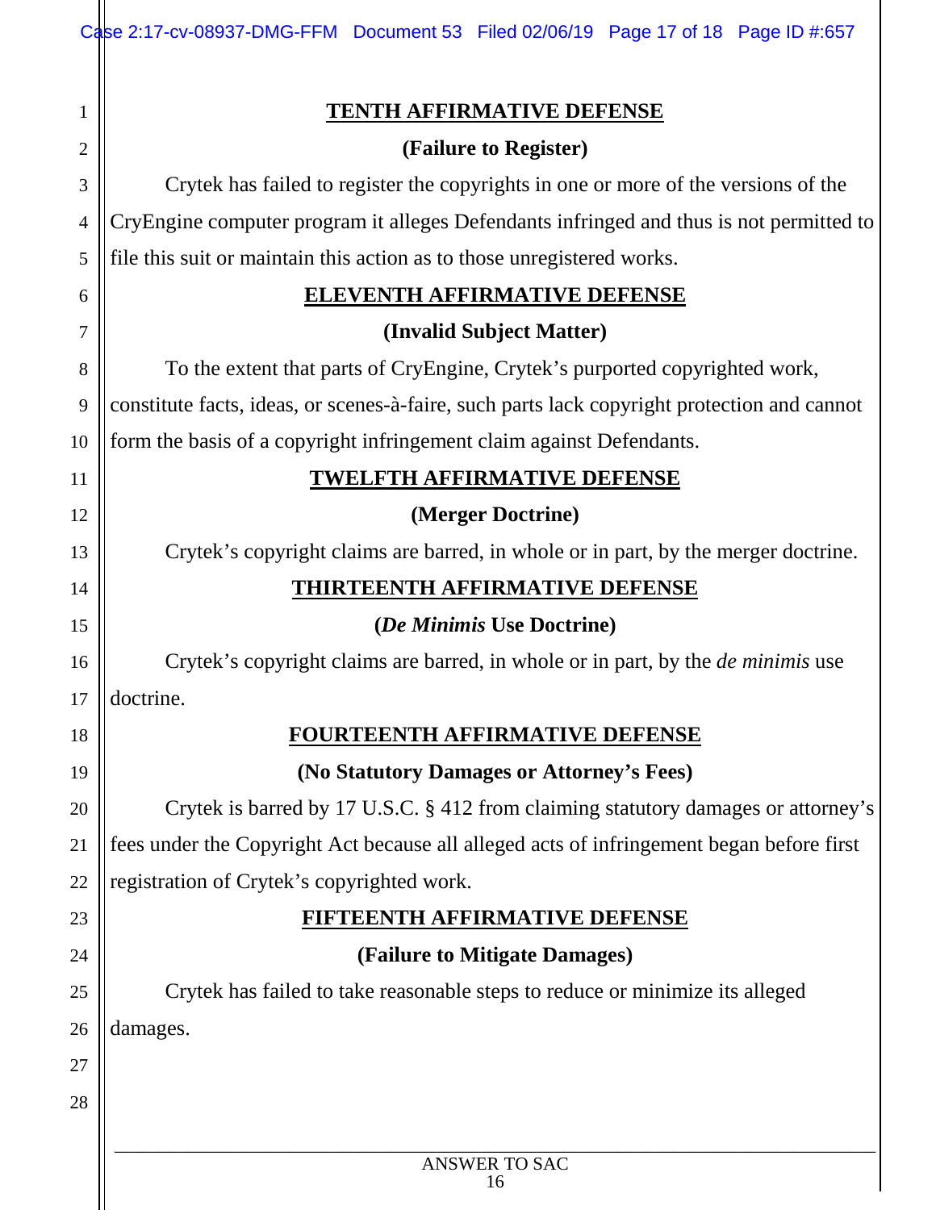## TENTH AFFIRMATIVE DEFENSE

**(Failure to Register)**

Crytek has failed to register the copyrights in one or more of the versions of the CryEngine computer program it alleges Defendants infringed and thus is not permitted to file this suit or maintain this action as to those unregistered works.

## ELEVENTH AFFIRMATIVE DEFENSE

**(Invalid Subject Matter)**

To the extent that parts of CryEngine, Crytek's purported copyrighted work, constitute facts, ideas, or scenes-à-faire, such parts lack copyright protection and cannot form the basis of a copyright infringement claim against Defendants.

## TWELFTH AFFIRMATIVE DEFENSE

**(Merger Doctrine)**

Crytek's copyright claims are barred, in whole or in part, by the merger doctrine.

## THIRTEENTH AFFIRMATIVE DEFENSE

**(*De Minimis* Use Doctrine)**

Crytek's copyright claims are barred, in whole or in part, by the *de minimis* use doctrine.

## FOURTEENTH AFFIRMATIVE DEFENSE

**(No Statutory Damages or Attorney's Fees)**

Crytek is barred by 17 U.S.C. § 412 from claiming statutory damages or attorney's fees under the Copyright Act because all alleged acts of infringement began before first registration of Crytek's copyrighted work.

## FIFTEENTH AFFIRMATIVE DEFENSE

**(Failure to Mitigate Damages)**

Crytek has failed to take reasonable steps to reduce or minimize its alleged damages.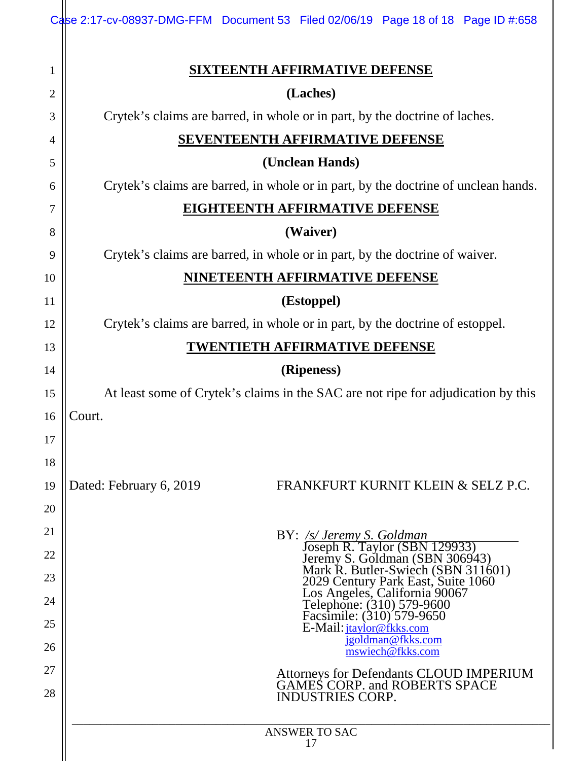## SIXTEENTH AFFIRMATIVE DEFENSE

**(Laches)**

Crytek's claims are barred, in whole or in part, by the doctrine of laches.

## SEVENTEENTH AFFIRMATIVE DEFENSE

**(Unclean Hands)**

Crytek's claims are barred, in whole or in part, by the doctrine of unclean hands.

## EIGHTEENTH AFFIRMATIVE DEFENSE

**(Waiver)**

Crytek's claims are barred, in whole or in part, by the doctrine of waiver.

## NINETEENTH AFFIRMATIVE DEFENSE

**(Estoppel)**

Crytek's claims are barred, in whole or in part, by the doctrine of estoppel.

## TWENTIETH AFFIRMATIVE DEFENSE

**(Ripeness)**

At least some of Crytek's claims in the SAC are not ripe for adjudication by this Court.

Dated: February 6, 2019

FRANKFURT KURNIT KLEIN & SELZ P.C.

BY: */s/ Jeremy S. Goldman*
Joseph R. Taylor (SBN 129933)
Jeremy S. Goldman (SBN 306943)
Mark R. Butler-Swiech (SBN 311601)
2029 Century Park East, Suite 1060
Los Angeles, California 90067
Telephone: (310) 579-9600
Facsimile: (310) 579-9650
E-Mail: jtaylor@fkks.com
jgoldman@fkks.com
mswiech@fkks.com

Attorneys for Defendants CLOUD IMPERIUM GAMES CORP. and ROBERTS SPACE INDUSTRIES CORP.